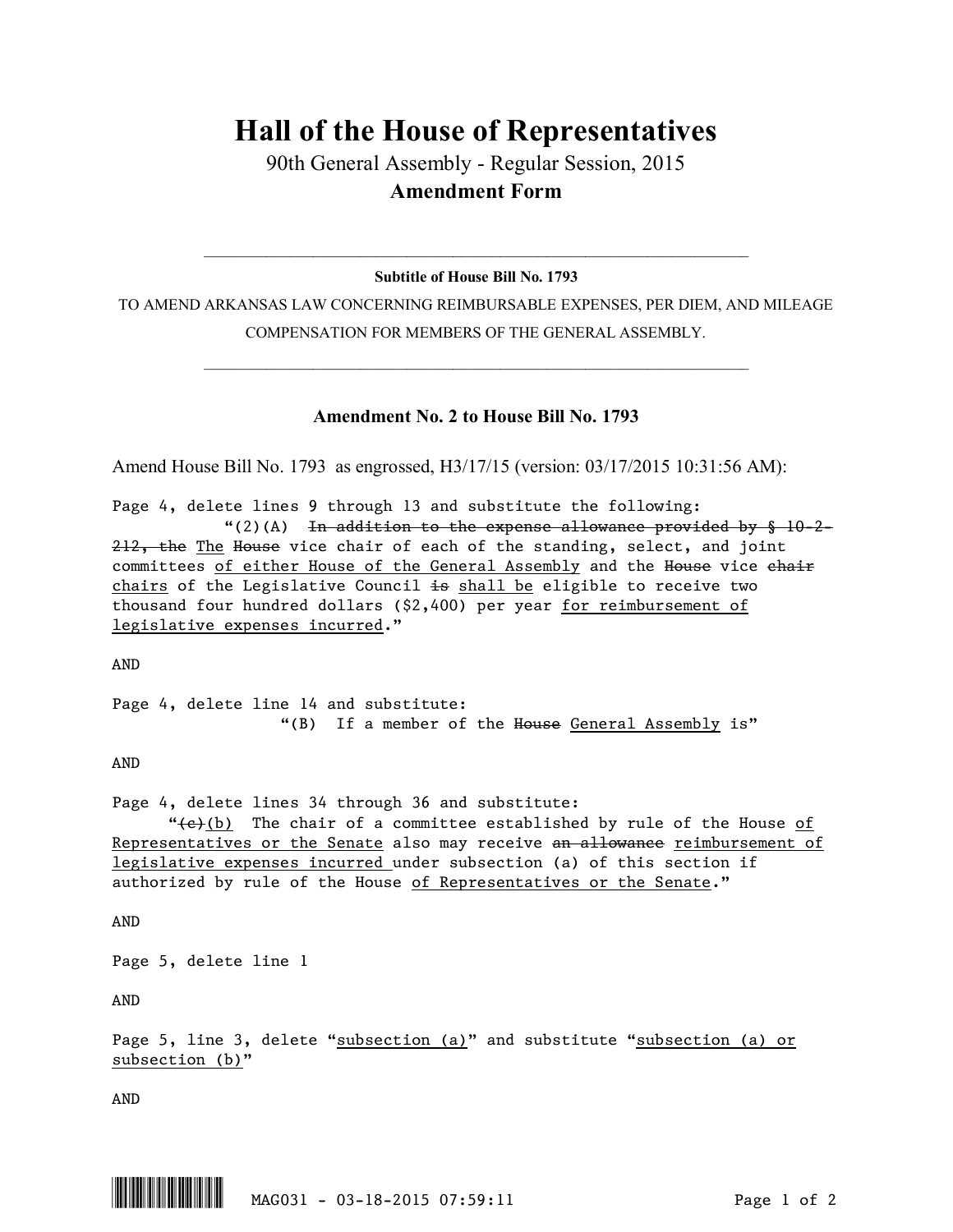# Hall of the House of Representatives

90th General Assembly - Regular Session, 2015

**Amendment Form**

---

**Subtitle of House Bill No. 1793**

TO AMEND ARKANSAS LAW CONCERNING REIMBURSABLE EXPENSES, PER DIEM, AND MILEAGE COMPENSATION FOR MEMBERS OF THE GENERAL ASSEMBLY.

---

### Amendment No. 2 to House Bill No. 1793

Amend House Bill No. 1793 as engrossed, H3/17/15 (version: 03/17/2015 10:31:56 AM):

Page 4, delete lines 9 through 13 and substitute the following:

"(2)(A) ~~In addition to the expense allowance provided by § 10-2-212, the~~ <u>The</u> ~~House~~ vice chair of each of the standing, select, and joint committees <u>of either House of the General Assembly</u> and the ~~House~~ vice ~~chair~~ <u>chairs</u> of the Legislative Council ~~is~~ <u>shall be</u> eligible to receive two thousand four hundred dollars ($2,400) per year <u>for reimbursement of legislative expenses incurred</u>."

AND

Page 4, delete line 14 and substitute:

"(B) If a member of the ~~House~~ <u>General Assembly</u> is"

AND

Page 4, delete lines 34 through 36 and substitute:

"~~(c)~~<u>(b)</u> The chair of a committee established by rule of the House <u>of Representatives or the Senate</u> also may receive ~~an allowance~~ <u>reimbursement of legislative expenses incurred</u> under subsection (a) of this section if authorized by rule of the House <u>of Representatives or the Senate</u>."

AND

Page 5, delete line 1

AND

Page 5, line 3, delete "<u>subsection (a)</u>" and substitute "<u>subsection (a) or subsection (b)</u>"

AND

MAG031 - 03-18-2015 07:59:11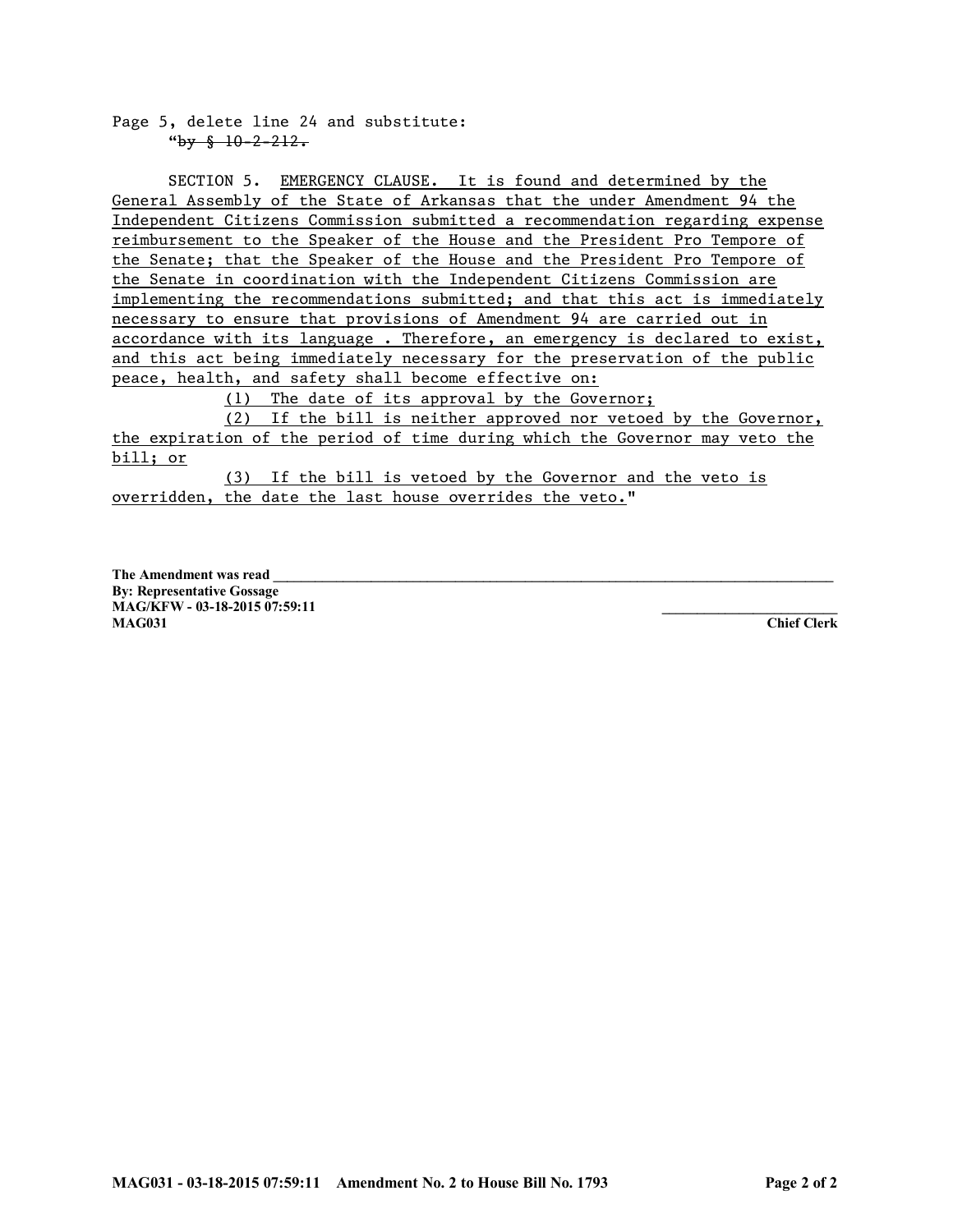Page 5, delete line 24 and substitute:

"~~by § 10-2-212.~~

SECTION 5. EMERGENCY CLAUSE. It is found and determined by the General Assembly of the State of Arkansas that the under Amendment 94 the Independent Citizens Commission submitted a recommendation regarding expense reimbursement to the Speaker of the House and the President Pro Tempore of the Senate; that the Speaker of the House and the President Pro Tempore of the Senate in coordination with the Independent Citizens Commission are implementing the recommendations submitted; and that this act is immediately necessary to ensure that provisions of Amendment 94 are carried out in accordance with its language . Therefore, an emergency is declared to exist, and this act being immediately necessary for the preservation of the public peace, health, and safety shall become effective on:

(1) The date of its approval by the Governor;

(2) If the bill is neither approved nor vetoed by the Governor, the expiration of the period of time during which the Governor may veto the bill; or

(3) If the bill is vetoed by the Governor and the veto is overridden, the date the last house overrides the veto."

**The Amendment was read** ______________________________

**By: Representative Gossage**

**MAG/KFW - 03-18-2015 07:59:11**

**MAG031**

______________________

**Chief Clerk**